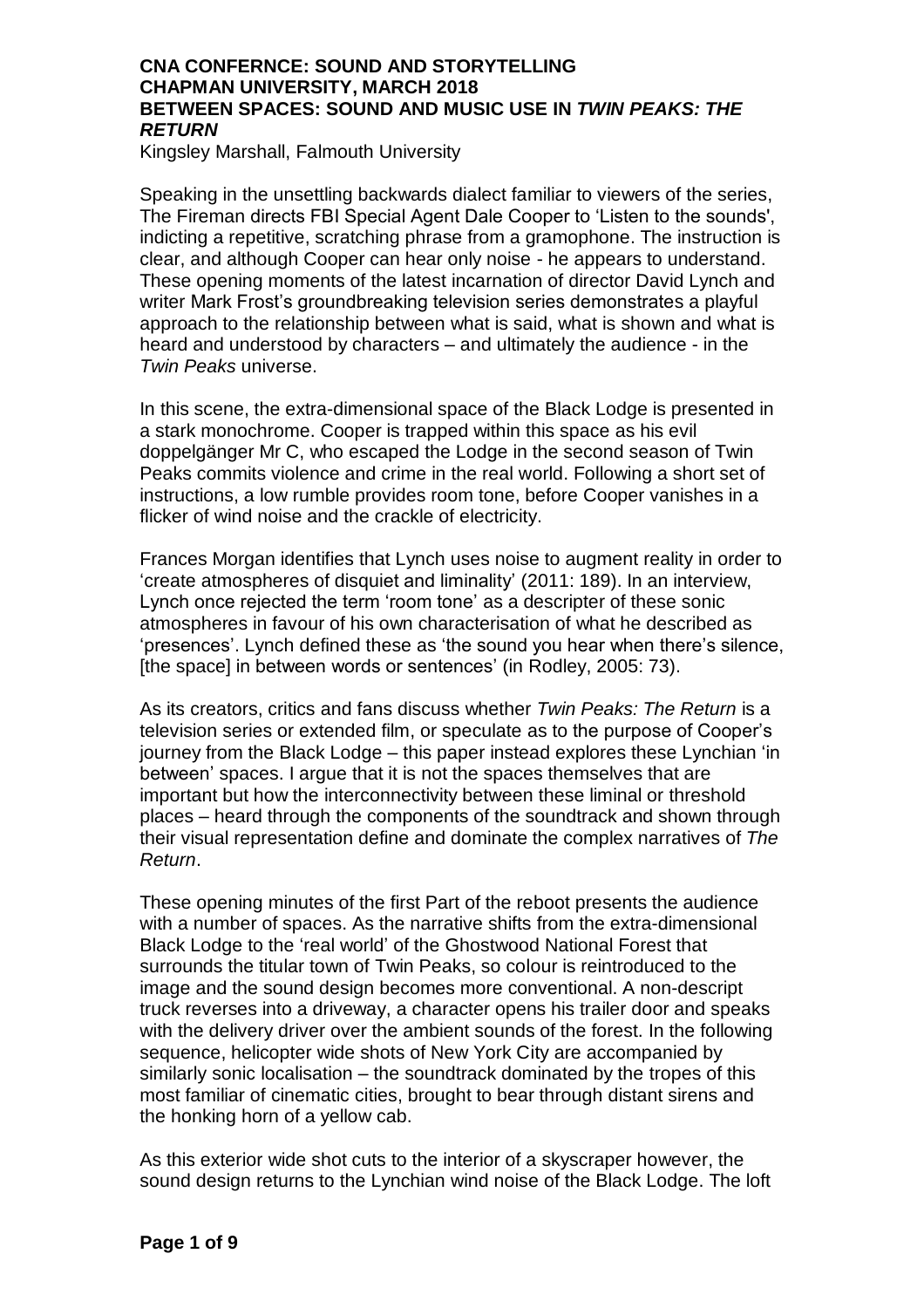**CNA CONFERNCE: SOUND AND STORYTELLING**
**CHAPMAN UNIVERSITY, MARCH 2018**
**BETWEEN SPACES: SOUND AND MUSIC USE IN *TWIN PEAKS: THE RETURN***

Kingsley Marshall, Falmouth University

Speaking in the unsettling backwards dialect familiar to viewers of the series, The Fireman directs FBI Special Agent Dale Cooper to 'Listen to the sounds', indicting a repetitive, scratching phrase from a gramophone. The instruction is clear, and although Cooper can hear only noise - he appears to understand. These opening moments of the latest incarnation of director David Lynch and writer Mark Frost's groundbreaking television series demonstrates a playful approach to the relationship between what is said, what is shown and what is heard and understood by characters – and ultimately the audience - in the *Twin Peaks* universe.

In this scene, the extra-dimensional space of the Black Lodge is presented in a stark monochrome. Cooper is trapped within this space as his evil doppelgänger Mr C, who escaped the Lodge in the second season of Twin Peaks commits violence and crime in the real world. Following a short set of instructions, a low rumble provides room tone, before Cooper vanishes in a flicker of wind noise and the crackle of electricity.

Frances Morgan identifies that Lynch uses noise to augment reality in order to 'create atmospheres of disquiet and liminality' (2011: 189). In an interview, Lynch once rejected the term 'room tone' as a descripter of these sonic atmospheres in favour of his own characterisation of what he described as 'presences'. Lynch defined these as 'the sound you hear when there's silence, [the space] in between words or sentences' (in Rodley, 2005: 73).

As its creators, critics and fans discuss whether *Twin Peaks: The Return* is a television series or extended film, or speculate as to the purpose of Cooper's journey from the Black Lodge – this paper instead explores these Lynchian 'in between' spaces. I argue that it is not the spaces themselves that are important but how the interconnectivity between these liminal or threshold places – heard through the components of the soundtrack and shown through their visual representation define and dominate the complex narratives of *The Return*.

These opening minutes of the first Part of the reboot presents the audience with a number of spaces. As the narrative shifts from the extra-dimensional Black Lodge to the 'real world' of the Ghostwood National Forest that surrounds the titular town of Twin Peaks, so colour is reintroduced to the image and the sound design becomes more conventional. A non-descript truck reverses into a driveway, a character opens his trailer door and speaks with the delivery driver over the ambient sounds of the forest. In the following sequence, helicopter wide shots of New York City are accompanied by similarly sonic localisation – the soundtrack dominated by the tropes of this most familiar of cinematic cities, brought to bear through distant sirens and the honking horn of a yellow cab.

As this exterior wide shot cuts to the interior of a skyscraper however, the sound design returns to the Lynchian wind noise of the Black Lodge. The loft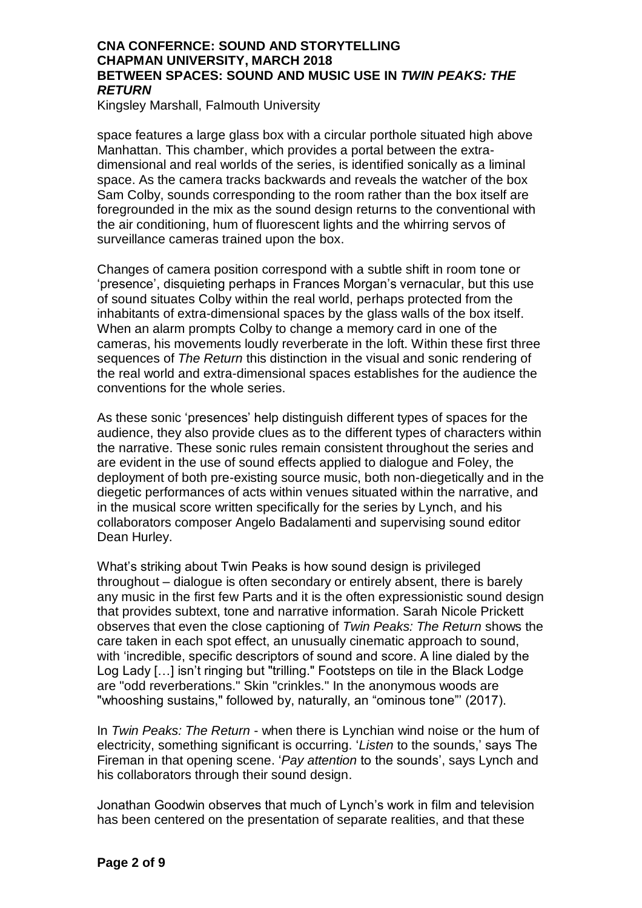space features a large glass box with a circular porthole situated high above Manhattan. This chamber, which provides a portal between the extra-dimensional and real worlds of the series, is identified sonically as a liminal space. As the camera tracks backwards and reveals the watcher of the box Sam Colby, sounds corresponding to the room rather than the box itself are foregrounded in the mix as the sound design returns to the conventional with the air conditioning, hum of fluorescent lights and the whirring servos of surveillance cameras trained upon the box.

Changes of camera position correspond with a subtle shift in room tone or 'presence', disquieting perhaps in Frances Morgan's vernacular, but this use of sound situates Colby within the real world, perhaps protected from the inhabitants of extra-dimensional spaces by the glass walls of the box itself. When an alarm prompts Colby to change a memory card in one of the cameras, his movements loudly reverberate in the loft. Within these first three sequences of *The Return* this distinction in the visual and sonic rendering of the real world and extra-dimensional spaces establishes for the audience the conventions for the whole series.

As these sonic 'presences' help distinguish different types of spaces for the audience, they also provide clues as to the different types of characters within the narrative. These sonic rules remain consistent throughout the series and are evident in the use of sound effects applied to dialogue and Foley, the deployment of both pre-existing source music, both non-diegetically and in the diegetic performances of acts within venues situated within the narrative, and in the musical score written specifically for the series by Lynch, and his collaborators composer Angelo Badalamenti and supervising sound editor Dean Hurley.

What's striking about Twin Peaks is how sound design is privileged throughout – dialogue is often secondary or entirely absent, there is barely any music in the first few Parts and it is the often expressionistic sound design that provides subtext, tone and narrative information. Sarah Nicole Prickett observes that even the close captioning of *Twin Peaks: The Return* shows the care taken in each spot effect, an unusually cinematic approach to sound, with 'incredible, specific descriptors of sound and score. A line dialed by the Log Lady […] isn't ringing but "trilling." Footsteps on tile in the Black Lodge are "odd reverberations." Skin "crinkles." In the anonymous woods are "whooshing sustains," followed by, naturally, an "ominous tone"' (2017).

In *Twin Peaks: The Return* - when there is Lynchian wind noise or the hum of electricity, something significant is occurring. '*Listen* to the sounds,' says The Fireman in that opening scene. '*Pay attention* to the sounds', says Lynch and his collaborators through their sound design.

Jonathan Goodwin observes that much of Lynch's work in film and television has been centered on the presentation of separate realities, and that these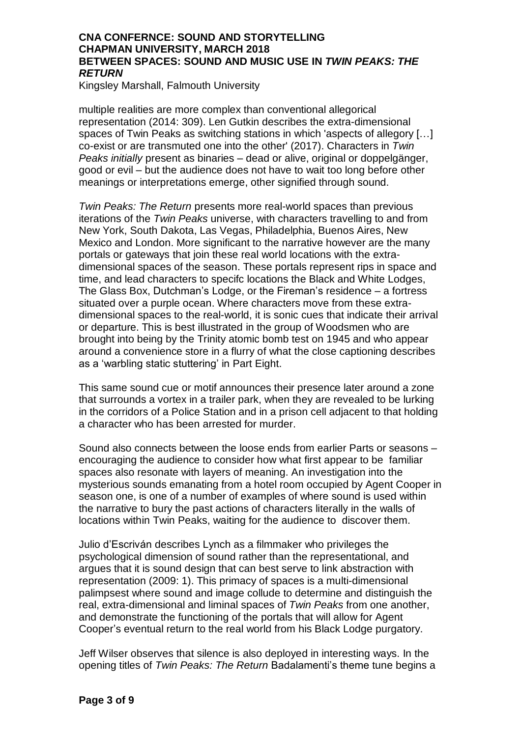multiple realities are more complex than conventional allegorical representation (2014: 309). Len Gutkin describes the extra-dimensional spaces of Twin Peaks as switching stations in which 'aspects of allegory […] co-exist or are transmuted one into the other' (2017). Characters in *Twin Peaks initially* present as binaries – dead or alive, original or doppelgänger, good or evil – but the audience does not have to wait too long before other meanings or interpretations emerge, other signified through sound.

*Twin Peaks: The Return* presents more real-world spaces than previous iterations of the *Twin Peaks* universe, with characters travelling to and from New York, South Dakota, Las Vegas, Philadelphia, Buenos Aires, New Mexico and London. More significant to the narrative however are the many portals or gateways that join these real world locations with the extra-dimensional spaces of the season. These portals represent rips in space and time, and lead characters to specifc locations the Black and White Lodges, The Glass Box, Dutchman's Lodge, or the Fireman's residence – a fortress situated over a purple ocean. Where characters move from these extra-dimensional spaces to the real-world, it is sonic cues that indicate their arrival or departure. This is best illustrated in the group of Woodsmen who are brought into being by the Trinity atomic bomb test on 1945 and who appear around a convenience store in a flurry of what the close captioning describes as a 'warbling static stuttering' in Part Eight.

This same sound cue or motif announces their presence later around a zone that surrounds a vortex in a trailer park, when they are revealed to be lurking in the corridors of a Police Station and in a prison cell adjacent to that holding a character who has been arrested for murder.

Sound also connects between the loose ends from earlier Parts or seasons – encouraging the audience to consider how what first appear to be familiar spaces also resonate with layers of meaning. An investigation into the mysterious sounds emanating from a hotel room occupied by Agent Cooper in season one, is one of a number of examples of where sound is used within the narrative to bury the past actions of characters literally in the walls of locations within Twin Peaks, waiting for the audience to discover them.

Julio d'Escriván describes Lynch as a filmmaker who privileges the psychological dimension of sound rather than the representational, and argues that it is sound design that can best serve to link abstraction with representation (2009: 1). This primacy of spaces is a multi-dimensional palimpsest where sound and image collude to determine and distinguish the real, extra-dimensional and liminal spaces of *Twin Peaks* from one another, and demonstrate the functioning of the portals that will allow for Agent Cooper's eventual return to the real world from his Black Lodge purgatory.

Jeff Wilser observes that silence is also deployed in interesting ways. In the opening titles of *Twin Peaks: The Return* Badalamenti's theme tune begins a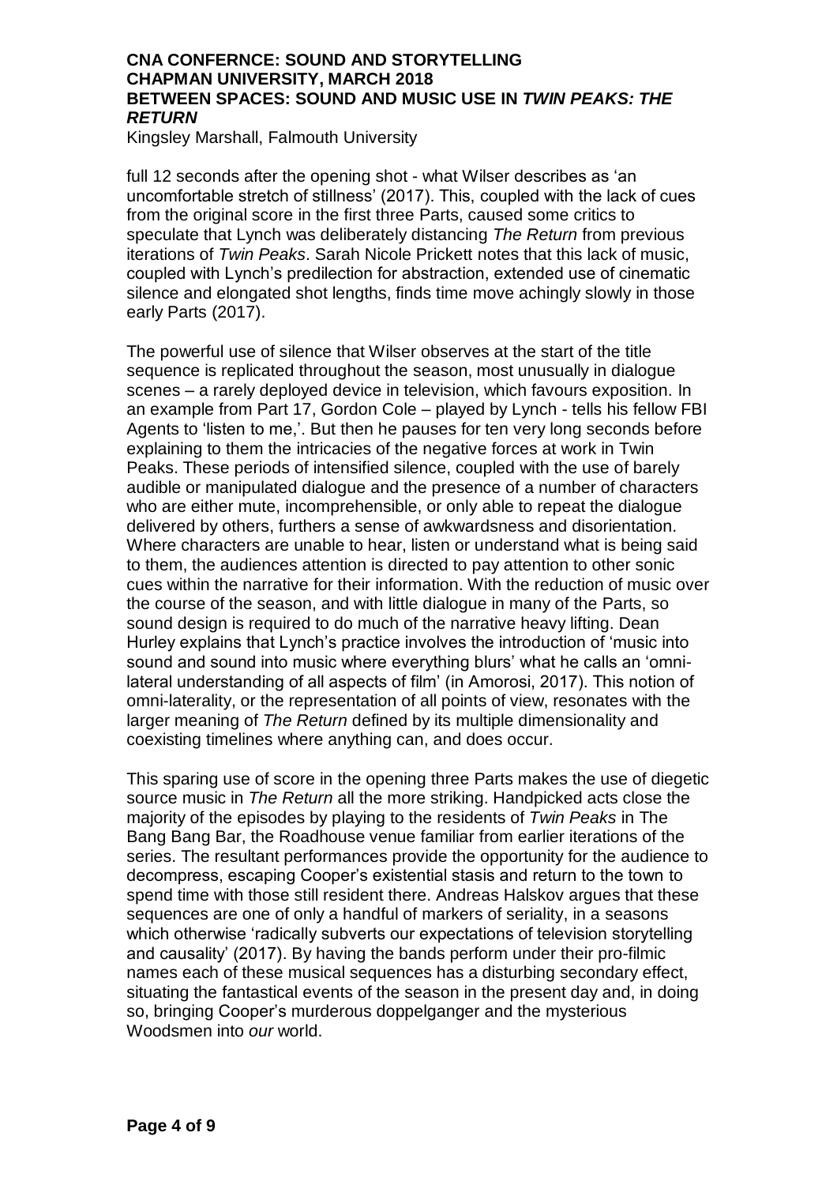full 12 seconds after the opening shot - what Wilser describes as 'an uncomfortable stretch of stillness' (2017). This, coupled with the lack of cues from the original score in the first three Parts, caused some critics to speculate that Lynch was deliberately distancing *The Return* from previous iterations of *Twin Peaks*. Sarah Nicole Prickett notes that this lack of music, coupled with Lynch's predilection for abstraction, extended use of cinematic silence and elongated shot lengths, finds time move achingly slowly in those early Parts (2017).

The powerful use of silence that Wilser observes at the start of the title sequence is replicated throughout the season, most unusually in dialogue scenes – a rarely deployed device in television, which favours exposition. In an example from Part 17, Gordon Cole – played by Lynch - tells his fellow FBI Agents to 'listen to me,'. But then he pauses for ten very long seconds before explaining to them the intricacies of the negative forces at work in Twin Peaks. These periods of intensified silence, coupled with the use of barely audible or manipulated dialogue and the presence of a number of characters who are either mute, incomprehensible, or only able to repeat the dialogue delivered by others, furthers a sense of awkwardness and disorientation. Where characters are unable to hear, listen or understand what is being said to them, the audiences attention is directed to pay attention to other sonic cues within the narrative for their information. With the reduction of music over the course of the season, and with little dialogue in many of the Parts, so sound design is required to do much of the narrative heavy lifting. Dean Hurley explains that Lynch's practice involves the introduction of 'music into sound and sound into music where everything blurs' what he calls an 'omni-lateral understanding of all aspects of film' (in Amorosi, 2017). This notion of omni-laterality, or the representation of all points of view, resonates with the larger meaning of *The Return* defined by its multiple dimensionality and coexisting timelines where anything can, and does occur.

This sparing use of score in the opening three Parts makes the use of diegetic source music in *The Return* all the more striking. Handpicked acts close the majority of the episodes by playing to the residents of *Twin Peaks* in The Bang Bang Bar, the Roadhouse venue familiar from earlier iterations of the series. The resultant performances provide the opportunity for the audience to decompress, escaping Cooper's existential stasis and return to the town to spend time with those still resident there. Andreas Halskov argues that these sequences are one of only a handful of markers of seriality, in a seasons which otherwise 'radically subverts our expectations of television storytelling and causality' (2017). By having the bands perform under their pro-filmic names each of these musical sequences has a disturbing secondary effect, situating the fantastical events of the season in the present day and, in doing so, bringing Cooper's murderous doppelganger and the mysterious Woodsmen into *our* world.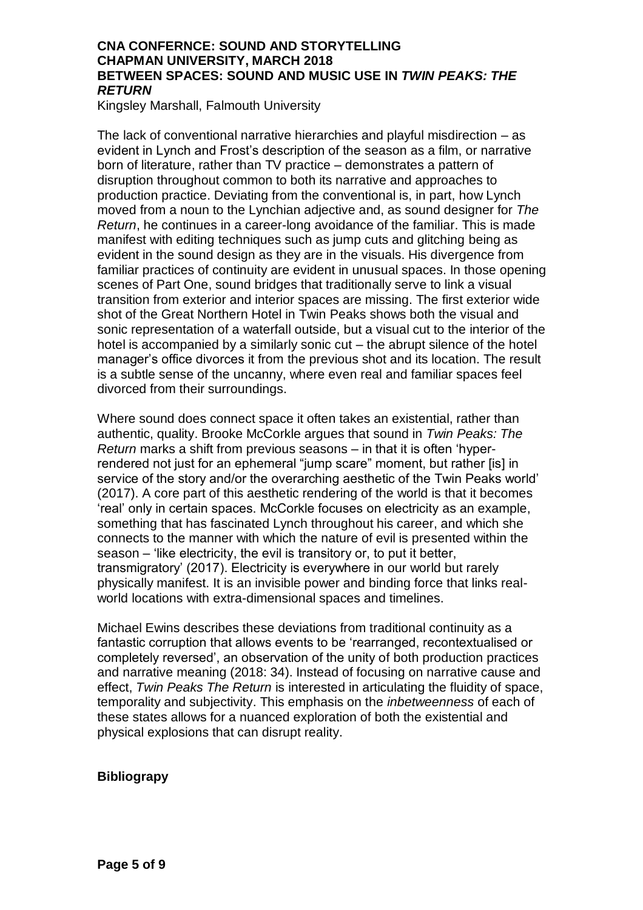The lack of conventional narrative hierarchies and playful misdirection – as evident in Lynch and Frost's description of the season as a film, or narrative born of literature, rather than TV practice – demonstrates a pattern of disruption throughout common to both its narrative and approaches to production practice. Deviating from the conventional is, in part, how Lynch moved from a noun to the Lynchian adjective and, as sound designer for *The Return*, he continues in a career-long avoidance of the familiar. This is made manifest with editing techniques such as jump cuts and glitching being as evident in the sound design as they are in the visuals. His divergence from familiar practices of continuity are evident in unusual spaces. In those opening scenes of Part One, sound bridges that traditionally serve to link a visual transition from exterior and interior spaces are missing. The first exterior wide shot of the Great Northern Hotel in Twin Peaks shows both the visual and sonic representation of a waterfall outside, but a visual cut to the interior of the hotel is accompanied by a similarly sonic cut – the abrupt silence of the hotel manager's office divorces it from the previous shot and its location. The result is a subtle sense of the uncanny, where even real and familiar spaces feel divorced from their surroundings.

Where sound does connect space it often takes an existential, rather than authentic, quality. Brooke McCorkle argues that sound in *Twin Peaks: The Return* marks a shift from previous seasons – in that it is often 'hyper-rendered not just for an ephemeral "jump scare" moment, but rather [is] in service of the story and/or the overarching aesthetic of the Twin Peaks world' (2017). A core part of this aesthetic rendering of the world is that it becomes 'real' only in certain spaces. McCorkle focuses on electricity as an example, something that has fascinated Lynch throughout his career, and which she connects to the manner with which the nature of evil is presented within the season – 'like electricity, the evil is transitory or, to put it better, transmigratory' (2017). Electricity is everywhere in our world but rarely physically manifest. It is an invisible power and binding force that links real-world locations with extra-dimensional spaces and timelines.

Michael Ewins describes these deviations from traditional continuity as a fantastic corruption that allows events to be 'rearranged, recontextualised or completely reversed', an observation of the unity of both production practices and narrative meaning (2018: 34). Instead of focusing on narrative cause and effect, *Twin Peaks The Return* is interested in articulating the fluidity of space, temporality and subjectivity. This emphasis on the *inbetweenness* of each of these states allows for a nuanced exploration of both the existential and physical explosions that can disrupt reality.

**Bibliograpy**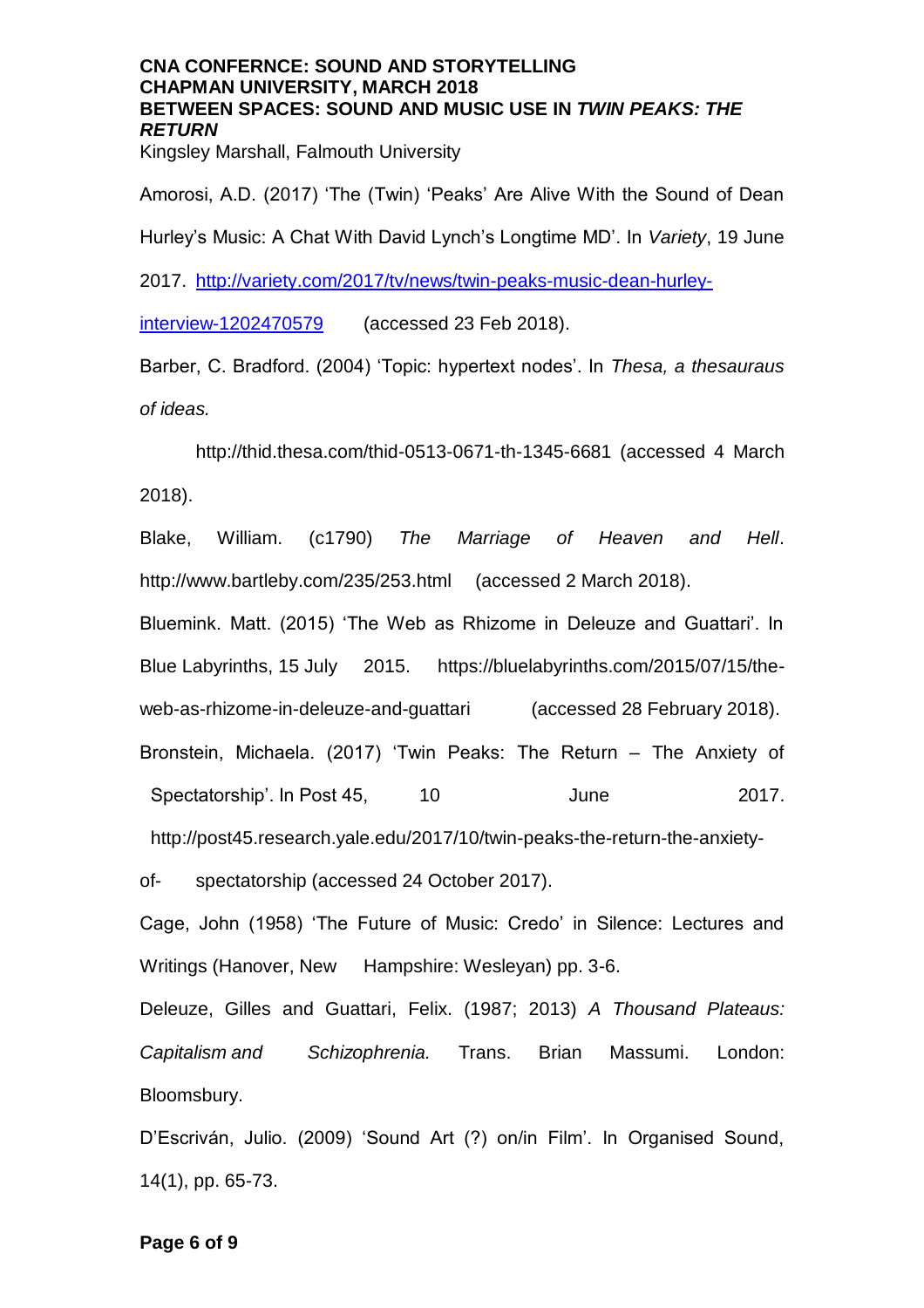Amorosi, A.D. (2017) 'The (Twin) 'Peaks' Are Alive With the Sound of Dean Hurley's Music: A Chat With David Lynch's Longtime MD'. In *Variety*, 19 June 2017. http://variety.com/2017/tv/news/twin-peaks-music-dean-hurley-interview-1202470579 (accessed 23 Feb 2018).

Barber, C. Bradford. (2004) 'Topic: hypertext nodes'. In *Thesa, a thesauraus of ideas.*

http://thid.thesa.com/thid-0513-0671-th-1345-6681 (accessed 4 March 2018).

Blake, William. (c1790) *The Marriage of Heaven and Hell*. http://www.bartleby.com/235/253.html (accessed 2 March 2018).

Bluemink. Matt. (2015) 'The Web as Rhizome in Deleuze and Guattari'. In Blue Labyrinths, 15 July 2015. https://bluelabyrinths.com/2015/07/15/the-web-as-rhizome-in-deleuze-and-guattari (accessed 28 February 2018).

Bronstein, Michaela. (2017) 'Twin Peaks: The Return – The Anxiety of Spectatorship'. In Post 45, 10 June 2017. http://post45.research.yale.edu/2017/10/twin-peaks-the-return-the-anxiety-of- spectatorship (accessed 24 October 2017).

Cage, John (1958) 'The Future of Music: Credo' in Silence: Lectures and Writings (Hanover, New Hampshire: Wesleyan) pp. 3-6.

Deleuze, Gilles and Guattari, Felix. (1987; 2013) *A Thousand Plateaus: Capitalism and Schizophrenia.* Trans. Brian Massumi. London: Bloomsbury.

D'Escriván, Julio. (2009) 'Sound Art (?) on/in Film'. In Organised Sound, 14(1), pp. 65-73.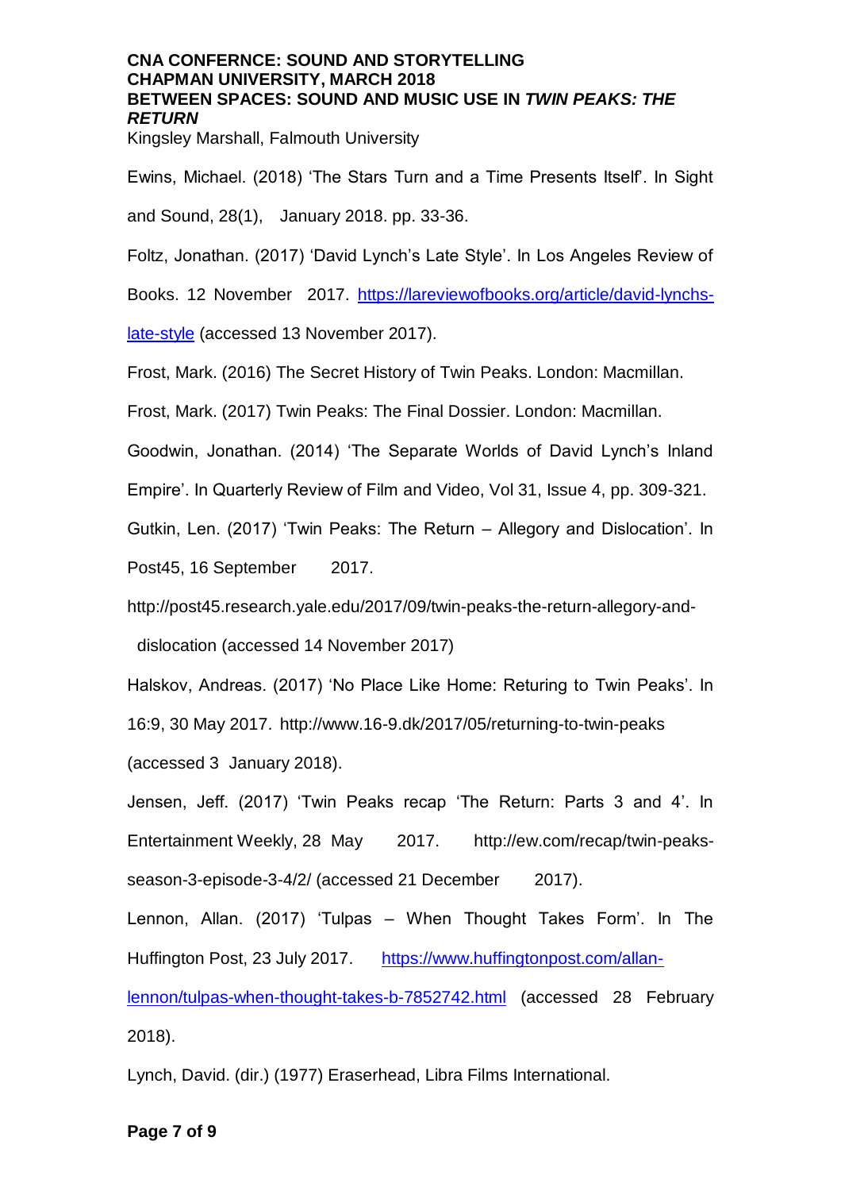Ewins, Michael. (2018) 'The Stars Turn and a Time Presents Itself'. In Sight and Sound, 28(1), January 2018. pp. 33-36.

Foltz, Jonathan. (2017) 'David Lynch's Late Style'. In Los Angeles Review of Books. 12 November 2017. https://lareviewofbooks.org/article/david-lynchs-late-style (accessed 13 November 2017).

Frost, Mark. (2016) The Secret History of Twin Peaks. London: Macmillan.

Frost, Mark. (2017) Twin Peaks: The Final Dossier. London: Macmillan.

Goodwin, Jonathan. (2014) 'The Separate Worlds of David Lynch's Inland Empire'. In Quarterly Review of Film and Video, Vol 31, Issue 4, pp. 309-321.

Gutkin, Len. (2017) 'Twin Peaks: The Return – Allegory and Dislocation'. In Post45, 16 September 2017. http://post45.research.yale.edu/2017/09/twin-peaks-the-return-allegory-and-dislocation (accessed 14 November 2017)

Halskov, Andreas. (2017) 'No Place Like Home: Returing to Twin Peaks'. In 16:9, 30 May 2017. http://www.16-9.dk/2017/05/returning-to-twin-peaks (accessed 3 January 2018).

Jensen, Jeff. (2017) 'Twin Peaks recap 'The Return: Parts 3 and 4'. In Entertainment Weekly, 28 May 2017. http://ew.com/recap/twin-peaks-season-3-episode-3-4/2/ (accessed 21 December 2017).

Lennon, Allan. (2017) 'Tulpas – When Thought Takes Form'. In The Huffington Post, 23 July 2017. https://www.huffingtonpost.com/allan-lennon/tulpas-when-thought-takes-b-7852742.html (accessed 28 February 2018).

Lynch, David. (dir.) (1977) Eraserhead, Libra Films International.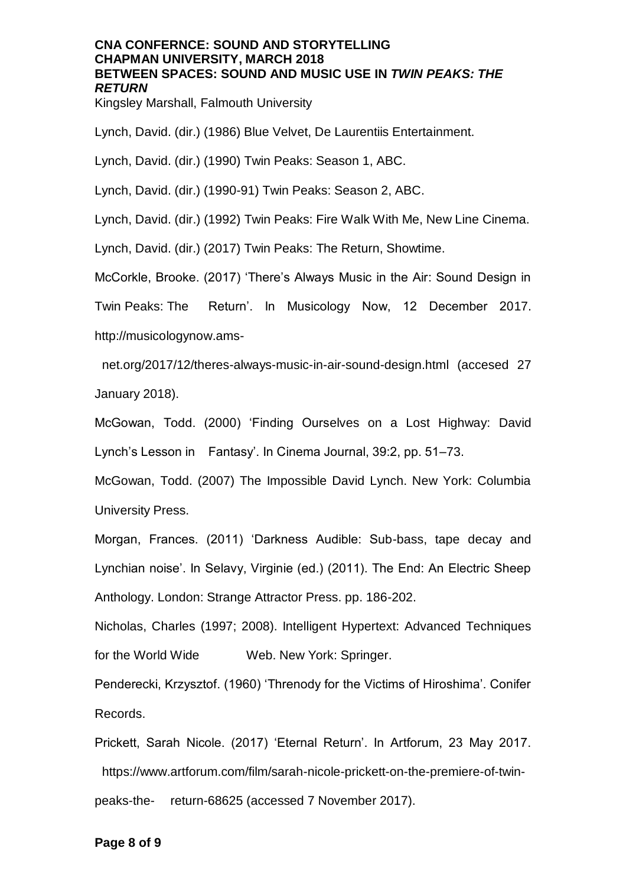Lynch, David. (dir.) (1986) Blue Velvet, De Laurentiis Entertainment.

Lynch, David. (dir.) (1990) Twin Peaks: Season 1, ABC.

Lynch, David. (dir.) (1990-91) Twin Peaks: Season 2, ABC.

Lynch, David. (dir.) (1992) Twin Peaks: Fire Walk With Me, New Line Cinema.

Lynch, David. (dir.) (2017) Twin Peaks: The Return, Showtime.

McCorkle, Brooke. (2017) 'There's Always Music in the Air: Sound Design in Twin Peaks: The Return'. In Musicology Now, 12 December 2017. http://musicologynow.ams-net.org/2017/12/theres-always-music-in-air-sound-design.html (accesed 27 January 2018).

McGowan, Todd. (2000) 'Finding Ourselves on a Lost Highway: David Lynch's Lesson in Fantasy'. In Cinema Journal, 39:2, pp. 51–73.

McGowan, Todd. (2007) The Impossible David Lynch. New York: Columbia University Press.

Morgan, Frances. (2011) 'Darkness Audible: Sub-bass, tape decay and Lynchian noise'. In Selavy, Virginie (ed.) (2011). The End: An Electric Sheep Anthology. London: Strange Attractor Press. pp. 186-202.

Nicholas, Charles (1997; 2008). Intelligent Hypertext: Advanced Techniques for the World Wide Web. New York: Springer.

Penderecki, Krzysztof. (1960) 'Threnody for the Victims of Hiroshima'. Conifer Records.

Prickett, Sarah Nicole. (2017) 'Eternal Return'. In Artforum, 23 May 2017. https://www.artforum.com/film/sarah-nicole-prickett-on-the-premiere-of-twin-peaks-the-return-68625 (accessed 7 November 2017).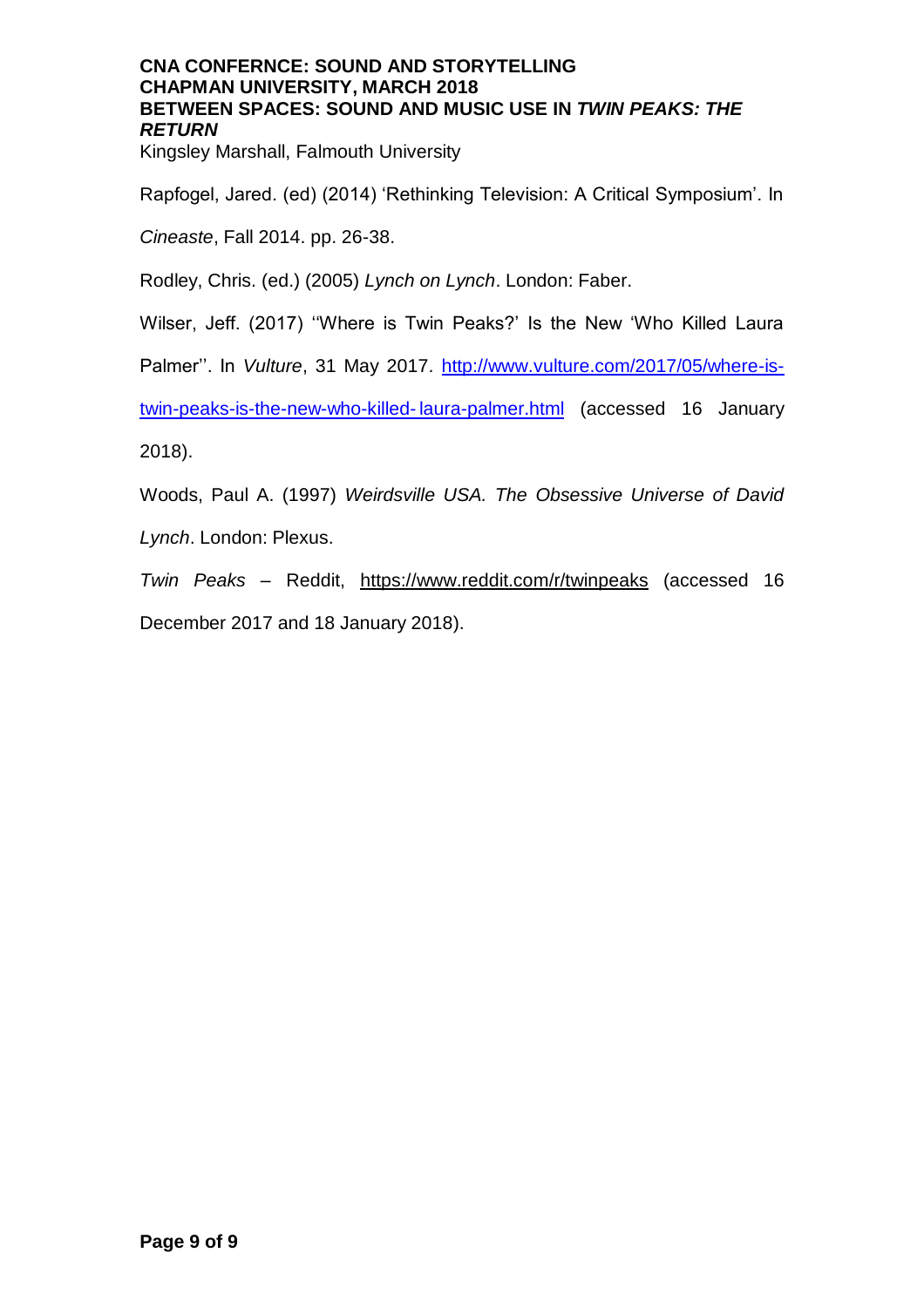Rapfogel, Jared. (ed) (2014) 'Rethinking Television: A Critical Symposium'. In *Cineaste*, Fall 2014. pp. 26-38.

Rodley, Chris. (ed.) (2005) *Lynch on Lynch*. London: Faber.

Wilser, Jeff. (2017) ''Where is Twin Peaks?' Is the New 'Who Killed Laura Palmer''. In *Vulture*, 31 May 2017. http://www.vulture.com/2017/05/where-is-twin-peaks-is-the-new-who-killed-laura-palmer.html (accessed 16 January 2018).

Woods, Paul A. (1997) *Weirdsville USA. The Obsessive Universe of David Lynch*. London: Plexus.

*Twin Peaks* – Reddit, https://www.reddit.com/r/twinpeaks (accessed 16 December 2017 and 18 January 2018).